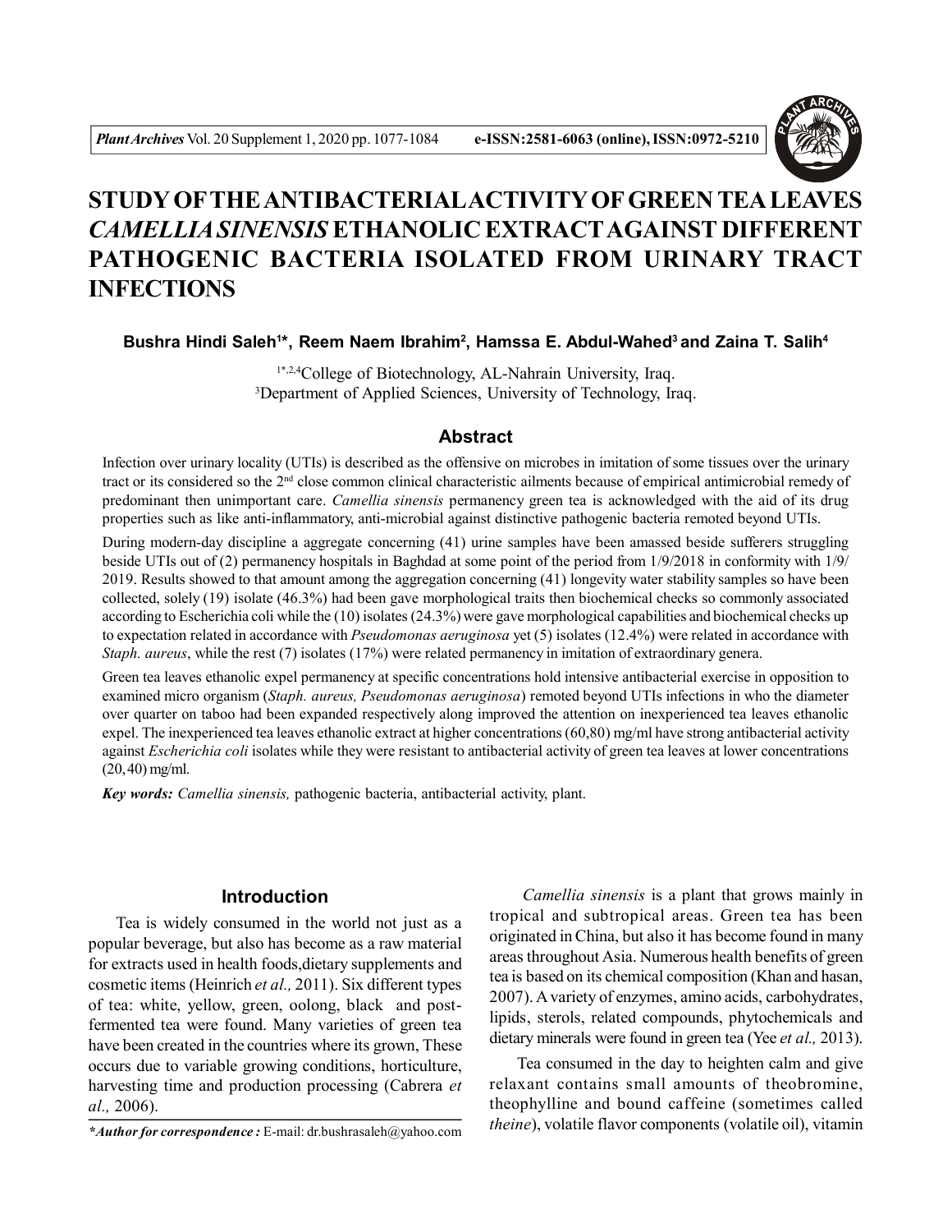# STUDY OF THE ANTIBACTERIAL ACTIVITY OF GREEN TEA LEAVES *CAMELLIA SINENSIS* ETHANOLIC EXTRACT AGAINST DIFFERENT PATHOGENIC BACTERIA ISOLATED FROM URINARY TRACT INFECTIONS

**Bushra Hindi Saleh[1*], Reem Naem Ibrahim[2], Hamssa E. Abdul-Wahed[3] and Zaina T. Salih[4]**

[1*,2,4]College of Biotechnology, AL-Nahrain University, Iraq.
[3]Department of Applied Sciences, University of Technology, Iraq.

## Abstract

Infection over urinary locality (UTIs) is described as the offensive on microbes in imitation of some tissues over the urinary tract or its considered so the 2[nd] close common clinical characteristic ailments because of empirical antimicrobial remedy of predominant then unimportant care. *Camellia sinensis* permanency green tea is acknowledged with the aid of its drug properties such as like anti-inflammatory, anti-microbial against distinctive pathogenic bacteria remoted beyond UTIs.

During modern-day discipline a aggregate concerning (41) urine samples have been amassed beside sufferers struggling beside UTIs out of (2) permanency hospitals in Baghdad at some point of the period from 1/9/2018 in conformity with 1/9/ 2019. Results showed to that amount among the aggregation concerning (41) longevity water stability samples so have been collected, solely (19) isolate (46.3%) had been gave morphological traits then biochemical checks so commonly associated according to Escherichia coli while the (10) isolates (24.3%) were gave morphological capabilities and biochemical checks up to expectation related in accordance with *Pseudomonas aeruginosa* yet (5) isolates (12.4%) were related in accordance with *Staph. aureus*, while the rest (7) isolates (17%) were related permanency in imitation of extraordinary genera.

Green tea leaves ethanolic expel permanency at specific concentrations hold intensive antibacterial exercise in opposition to examined micro organism (*Staph. aureus, Pseudomonas aeruginosa*) remoted beyond UTIs infections in who the diameter over quarter on taboo had been expanded respectively along improved the attention on inexperienced tea leaves ethanolic expel. The inexperienced tea leaves ethanolic extract at higher concentrations (60,80) mg/ml have strong antibacterial activity against *Escherichia coli* isolates while they were resistant to antibacterial activity of green tea leaves at lower concentrations (20, 40) mg/ml.

***Key words:*** *Camellia sinensis,* pathogenic bacteria, antibacterial activity, plant.

## Introduction

Tea is widely consumed in the world not just as a popular beverage, but also has become as a raw material for extracts used in health foods,dietary supplements and cosmetic items (Heinrich *et al.,* 2011). Six different types of tea: white, yellow, green, oolong, black and post-fermented tea were found. Many varieties of green tea have been created in the countries where its grown, These occurs due to variable growing conditions, horticulture, harvesting time and production processing (Cabrera *et al.,* 2006).

*Camellia sinensis* is a plant that grows mainly in tropical and subtropical areas. Green tea has been originated in China, but also it has become found in many areas throughout Asia. Numerous health benefits of green tea is based on its chemical composition (Khan and hasan, 2007). A variety of enzymes, amino acids, carbohydrates, lipids, sterols, related compounds, phytochemicals and dietary minerals were found in green tea (Yee *et al.,* 2013).

Tea consumed in the day to heighten calm and give relaxant contains small amounts of theobromine, theophylline and bound caffeine (sometimes called *theine*), volatile flavor components (volatile oil), vitamin

***Author for correspondence :** E-mail: dr.bushrasaleh@yahoo.com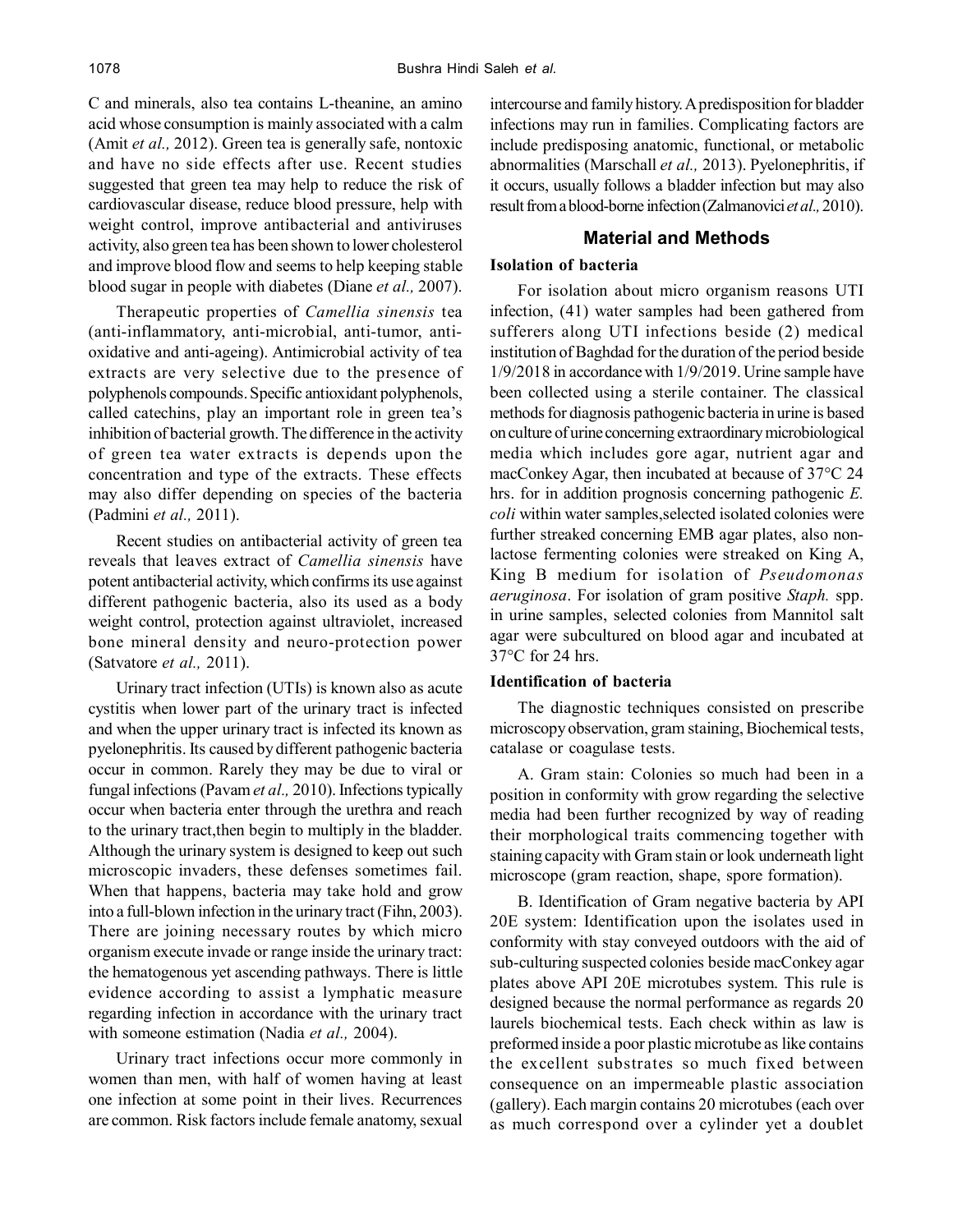C and minerals, also tea contains L-theanine, an amino acid whose consumption is mainly associated with a calm (Amit *et al.,* 2012). Green tea is generally safe, nontoxic and have no side effects after use. Recent studies suggested that green tea may help to reduce the risk of cardiovascular disease, reduce blood pressure, help with weight control, improve antibacterial and antiviruses activity, also green tea has been shown to lower cholesterol and improve blood flow and seems to help keeping stable blood sugar in people with diabetes (Diane *et al.,* 2007).

Therapeutic properties of *Camellia sinensis* tea (anti-inflammatory, anti-microbial, anti-tumor, anti-oxidative and anti-ageing). Antimicrobial activity of tea extracts are very selective due to the presence of polyphenols compounds. Specific antioxidant polyphenols, called catechins, play an important role in green tea's inhibition of bacterial growth. The difference in the activity of green tea water extracts is depends upon the concentration and type of the extracts. These effects may also differ depending on species of the bacteria (Padmini *et al.,* 2011).

Recent studies on antibacterial activity of green tea reveals that leaves extract of *Camellia sinensis* have potent antibacterial activity, which confirms its use against different pathogenic bacteria, also its used as a body weight control, protection against ultraviolet, increased bone mineral density and neuro-protection power (Satvatore *et al.,* 2011).

Urinary tract infection (UTIs) is known also as acute cystitis when lower part of the urinary tract is infected and when the upper urinary tract is infected its known as pyelonephritis. Its caused by different pathogenic bacteria occur in common. Rarely they may be due to viral or fungal infections (Pavam *et al.,* 2010). Infections typically occur when bacteria enter through the urethra and reach to the urinary tract,then begin to multiply in the bladder. Although the urinary system is designed to keep out such microscopic invaders, these defenses sometimes fail. When that happens, bacteria may take hold and grow into a full-blown infection in the urinary tract (Fihn, 2003). There are joining necessary routes by which micro organism execute invade or range inside the urinary tract: the hematogenous yet ascending pathways. There is little evidence according to assist a lymphatic measure regarding infection in accordance with the urinary tract with someone estimation (Nadia *et al.,* 2004).

Urinary tract infections occur more commonly in women than men, with half of women having at least one infection at some point in their lives. Recurrences are common. Risk factors include female anatomy, sexual intercourse and family history. A predisposition for bladder infections may run in families. Complicating factors are include predisposing anatomic, functional, or metabolic abnormalities (Marschall *et al.,* 2013). Pyelonephritis, if it occurs, usually follows a bladder infection but may also result from a blood-borne infection (Zalmanovici *et al.,* 2010).

## Material and Methods

### Isolation of bacteria

For isolation about micro organism reasons UTI infection, (41) water samples had been gathered from sufferers along UTI infections beside (2) medical institution of Baghdad for the duration of the period beside 1/9/2018 in accordance with 1/9/2019. Urine sample have been collected using a sterile container. The classical methods for diagnosis pathogenic bacteria in urine is based on culture of urine concerning extraordinary microbiological media which includes gore agar, nutrient agar and macConkey Agar, then incubated at because of 37°C 24 hrs. for in addition prognosis concerning pathogenic *E. coli* within water samples,selected isolated colonies were further streaked concerning EMB agar plates, also non-lactose fermenting colonies were streaked on King A, King B medium for isolation of *Pseudomonas aeruginosa*. For isolation of gram positive *Staph.* spp. in urine samples, selected colonies from Mannitol salt agar were subcultured on blood agar and incubated at 37°C for 24 hrs.

### Identification of bacteria

The diagnostic techniques consisted on prescribe microscopy observation, gram staining, Biochemical tests, catalase or coagulase tests.

A. Gram stain: Colonies so much had been in a position in conformity with grow regarding the selective media had been further recognized by way of reading their morphological traits commencing together with staining capacity with Gram stain or look underneath light microscope (gram reaction, shape, spore formation).

B. Identification of Gram negative bacteria by API 20E system: Identification upon the isolates used in conformity with stay conveyed outdoors with the aid of sub-culturing suspected colonies beside macConkey agar plates above API 20E microtubes system. This rule is designed because the normal performance as regards 20 laurels biochemical tests. Each check within as law is preformed inside a poor plastic microtube as like contains the excellent substrates so much fixed between consequence on an impermeable plastic association (gallery). Each margin contains 20 microtubes (each over as much correspond over a cylinder yet a doublet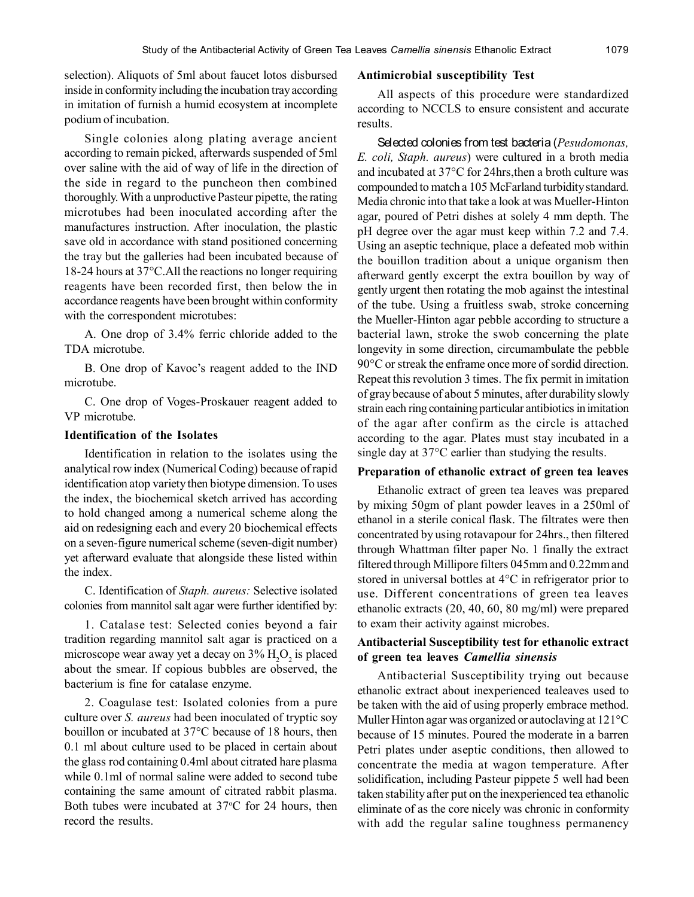selection). Aliquots of 5ml about faucet lotos disbursed inside in conformity including the incubation tray according in imitation of furnish a humid ecosystem at incomplete podium of incubation.

Single colonies along plating average ancient according to remain picked, afterwards suspended of 5ml over saline with the aid of way of life in the direction of the side in regard to the puncheon then combined thoroughly. With a unproductive Pasteur pipette, the rating microtubes had been inoculated according after the manufactures instruction. After inoculation, the plastic save old in accordance with stand positioned concerning the tray but the galleries had been incubated because of 18-24 hours at 37°C.All the reactions no longer requiring reagents have been recorded first, then below the in accordance reagents have been brought within conformity with the correspondent microtubes:

A. One drop of 3.4% ferric chloride added to the TDA microtube.

B. One drop of Kavoc's reagent added to the IND microtube.

C. One drop of Voges-Proskauer reagent added to VP microtube.

### Identification of the Isolates

Identification in relation to the isolates using the analytical row index (Numerical Coding) because of rapid identification atop variety then biotype dimension. To uses the index, the biochemical sketch arrived has according to hold changed among a numerical scheme along the aid on redesigning each and every 20 biochemical effects on a seven-figure numerical scheme (seven-digit number) yet afterward evaluate that alongside these listed within the index.

C. Identification of *Staph. aureus:* Selective isolated colonies from mannitol salt agar were further identified by:

1. Catalase test: Selected conies beyond a fair tradition regarding mannitol salt agar is practiced on a microscope wear away yet a decay on 3% $H_2O_2$ is placed about the smear. If copious bubbles are observed, the bacterium is fine for catalase enzyme.

2. Coagulase test: Isolated colonies from a pure culture over *S. aureus* had been inoculated of tryptic soy bouillon or incubated at 37°C because of 18 hours, then 0.1 ml about culture used to be placed in certain about the glass rod containing 0.4ml about citrated hare plasma while 0.1ml of normal saline were added to second tube containing the same amount of citrated rabbit plasma. Both tubes were incubated at 37°C for 24 hours, then record the results.

### Antimicrobial susceptibility Test

All aspects of this procedure were standardized according to NCCLS to ensure consistent and accurate results.

Selected colonies from test bacteria (*Pesudomonas, E. coli, Staph. aureus*) were cultured in a broth media and incubated at 37°C for 24hrs,then a broth culture was compounded to match a 105 McFarland turbidity standard. Media chronic into that take a look at was Mueller-Hinton agar, poured of Petri dishes at solely 4 mm depth. The pH degree over the agar must keep within 7.2 and 7.4. Using an aseptic technique, place a defeated mob within the bouillon tradition about a unique organism then afterward gently excerpt the extra bouillon by way of gently urgent then rotating the mob against the intestinal of the tube. Using a fruitless swab, stroke concerning the Mueller-Hinton agar pebble according to structure a bacterial lawn, stroke the swob concerning the plate longevity in some direction, circumambulate the pebble 90°C or streak the enframe once more of sordid direction. Repeat this revolution 3 times. The fix permit in imitation of gray because of about 5 minutes, after durability slowly strain each ring containing particular antibiotics in imitation of the agar after confirm as the circle is attached according to the agar. Plates must stay incubated in a single day at 37°C earlier than studying the results.

### Preparation of ethanolic extract of green tea leaves

Ethanolic extract of green tea leaves was prepared by mixing 50gm of plant powder leaves in a 250ml of ethanol in a sterile conical flask. The filtrates were then concentrated by using rotavapour for 24hrs., then filtered through Whattman filter paper No. 1 finally the extract filtered through Millipore filters 045mm and 0.22mm and stored in universal bottles at 4°C in refrigerator prior to use. Different concentrations of green tea leaves ethanolic extracts (20, 40, 60, 80 mg/ml) were prepared to exam their activity against microbes.

### Antibacterial Susceptibility test for ethanolic extract of green tea leaves *Camellia sinensis*

Antibacterial Susceptibility trying out because ethanolic extract about inexperienced tealeaves used to be taken with the aid of using properly embrace method. Muller Hinton agar was organized or autoclaving at 121°C because of 15 minutes. Poured the moderate in a barren Petri plates under aseptic conditions, then allowed to concentrate the media at wagon temperature. After solidification, including Pasteur pippete 5 well had been taken stability after put on the inexperienced tea ethanolic eliminate of as the core nicely was chronic in conformity with add the regular saline toughness permanency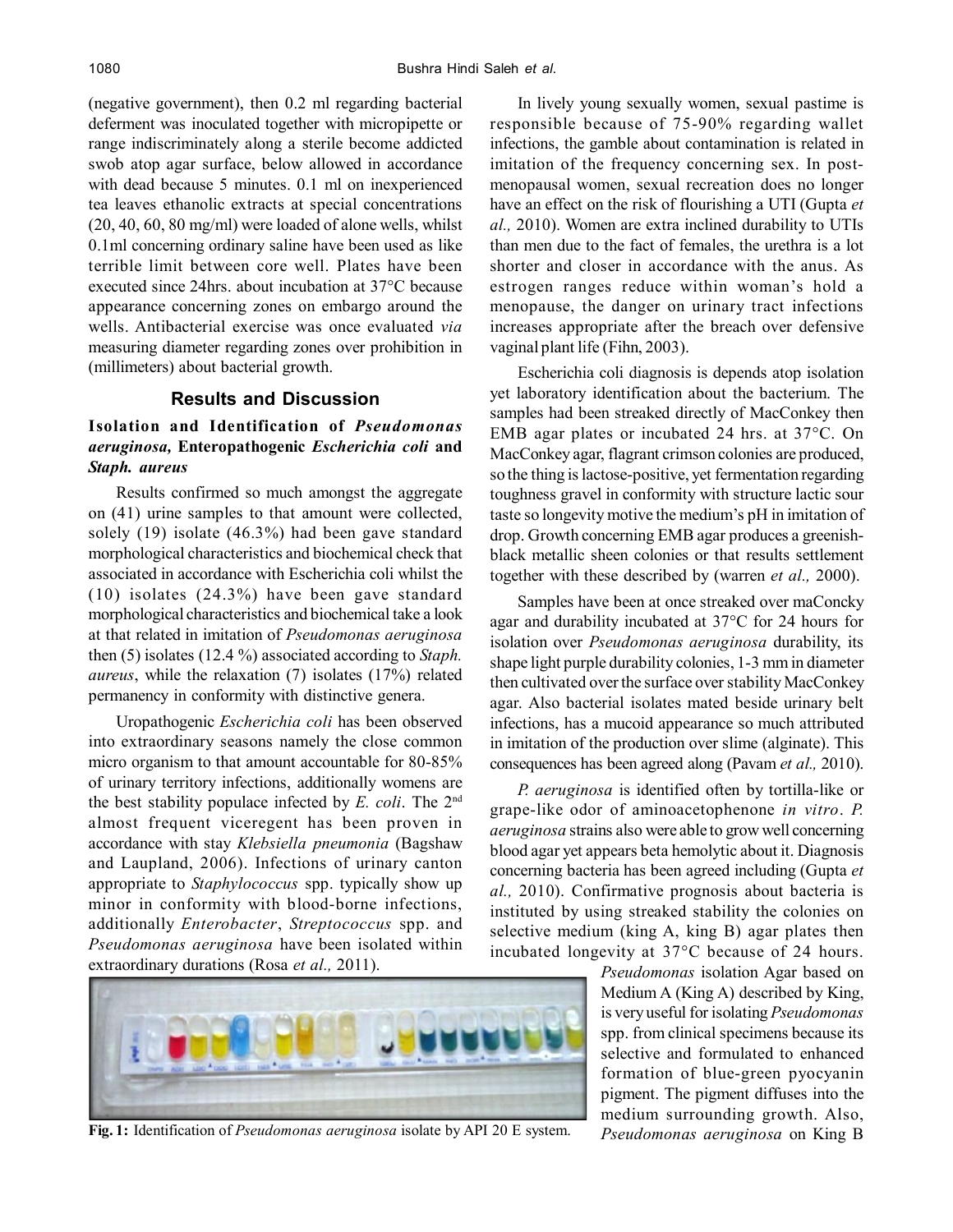(negative government), then 0.2 ml regarding bacterial deferment was inoculated together with micropipette or range indiscriminately along a sterile become addicted swob atop agar surface, below allowed in accordance with dead because 5 minutes. 0.1 ml on inexperienced tea leaves ethanolic extracts at special concentrations (20, 40, 60, 80 mg/ml) were loaded of alone wells, whilst 0.1ml concerning ordinary saline have been used as like terrible limit between core well. Plates have been executed since 24hrs. about incubation at 37°C because appearance concerning zones on embargo around the wells. Antibacterial exercise was once evaluated *via* measuring diameter regarding zones over prohibition in (millimeters) about bacterial growth.

## Results and Discussion

### Isolation and Identification of *Pseudomonas aeruginosa,* Enteropathogenic *Escherichia coli* and *Staph. aureus*

Results confirmed so much amongst the aggregate on (41) urine samples to that amount were collected, solely (19) isolate (46.3%) had been gave standard morphological characteristics and biochemical check that associated in accordance with Escherichia coli whilst the (10) isolates (24.3%) have been gave standard morphological characteristics and biochemical take a look at that related in imitation of *Pseudomonas aeruginosa* then (5) isolates (12.4 %) associated according to *Staph. aureus*, while the relaxation (7) isolates (17%) related permanency in conformity with distinctive genera.

Uropathogenic *Escherichia coli* has been observed into extraordinary seasons namely the close common micro organism to that amount accountable for 80-85% of urinary territory infections, additionally womens are the best stability populace infected by *E. coli*. The 2nd almost frequent viceregent has been proven in accordance with stay *Klebsiella pneumonia* (Bagshaw and Laupland, 2006). Infections of urinary canton appropriate to *Staphylococcus* spp. typically show up minor in conformity with blood-borne infections, additionally *Enterobacter*, *Streptococcus* spp. and *Pseudomonas aeruginosa* have been isolated within extraordinary durations (Rosa *et al.,* 2011).

In lively young sexually women, sexual pastime is responsible because of 75-90% regarding wallet infections, the gamble about contamination is related in imitation of the frequency concerning sex. In post-menopausal women, sexual recreation does no longer have an effect on the risk of flourishing a UTI (Gupta *et al.,* 2010). Women are extra inclined durability to UTIs than men due to the fact of females, the urethra is a lot shorter and closer in accordance with the anus. As estrogen ranges reduce within woman's hold a menopause, the danger on urinary tract infections increases appropriate after the breach over defensive vaginal plant life (Fihn, 2003).

Escherichia coli diagnosis is depends atop isolation yet laboratory identification about the bacterium. The samples had been streaked directly of MacConkey then EMB agar plates or incubated 24 hrs. at 37°C. On MacConkey agar, flagrant crimson colonies are produced, so the thing is lactose-positive, yet fermentation regarding toughness gravel in conformity with structure lactic sour taste so longevity motive the medium's pH in imitation of drop. Growth concerning EMB agar produces a greenish-black metallic sheen colonies or that results settlement together with these described by (warren *et al.,* 2000).

Samples have been at once streaked over maConcky agar and durability incubated at 37°C for 24 hours for isolation over *Pseudomonas aeruginosa* durability, its shape light purple durability colonies, 1-3 mm in diameter then cultivated over the surface over stability MacConkey agar. Also bacterial isolates mated beside urinary belt infections, has a mucoid appearance so much attributed in imitation of the production over slime (alginate). This consequences has been agreed along (Pavam *et al.,* 2010).

*P. aeruginosa* is identified often by tortilla-like or grape-like odor of aminoacetophenone *in vitro*. *P. aeruginosa* strains also were able to grow well concerning blood agar yet appears beta hemolytic about it. Diagnosis concerning bacteria has been agreed including (Gupta *et al.,* 2010). Confirmative prognosis about bacteria is instituted by using streaked stability the colonies on selective medium (king A, king B) agar plates then incubated longevity at 37°C because of 24 hours.

**Fig. 1:** Identification of *Pseudomonas aeruginosa* isolate by API 20 E system.

*Pseudomonas* isolation Agar based on Medium A (King A) described by King, is very useful for isolating *Pseudomonas* spp. from clinical specimens because its selective and formulated to enhanced formation of blue-green pyocyanin pigment. The pigment diffuses into the medium surrounding growth. Also, *Pseudomonas aeruginosa* on King B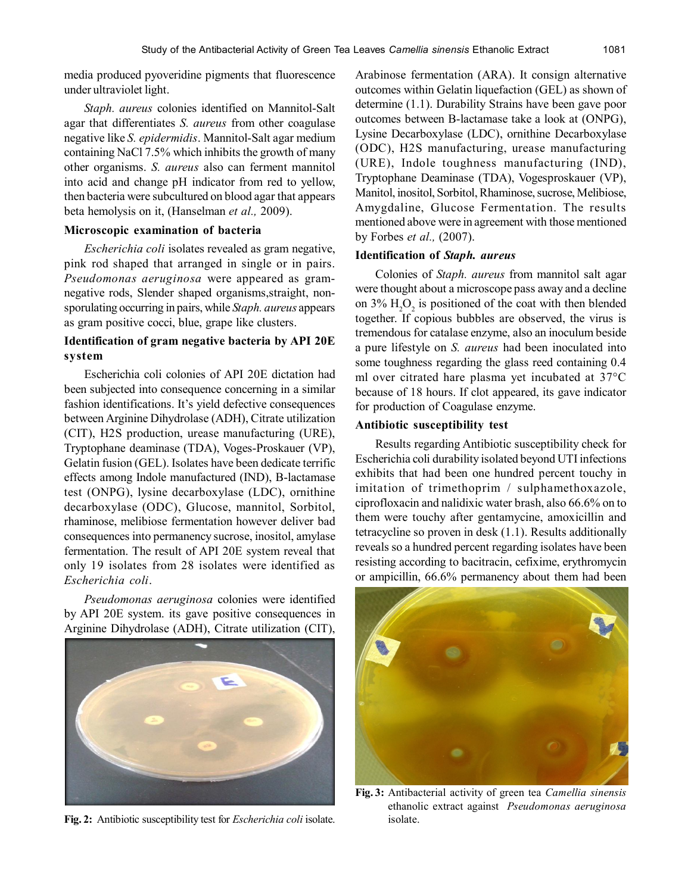media produced pyoveridine pigments that fluorescence under ultraviolet light.

*Staph. aureus* colonies identified on Mannitol-Salt agar that differentiates *S. aureus* from other coagulase negative like *S. epidermidis*. Mannitol-Salt agar medium containing NaCl 7.5% which inhibits the growth of many other organisms. *S. aureus* also can ferment mannitol into acid and change pH indicator from red to yellow, then bacteria were subcultured on blood agar that appears beta hemolysis on it, (Hanselman *et al.,* 2009).

### Microscopic examination of bacteria

*Escherichia coli* isolates revealed as gram negative, pink rod shaped that arranged in single or in pairs. *Pseudomonas aeruginosa* were appeared as gram-negative rods, Slender shaped organisms,straight, non-sporulating occurring in pairs, while *Staph. aureus* appears as gram positive cocci, blue, grape like clusters.

### Identification of gram negative bacteria by API 20E system

Escherichia coli colonies of API 20E dictation had been subjected into consequence concerning in a similar fashion identifications. It's yield defective consequences between Arginine Dihydrolase (ADH), Citrate utilization (CIT), H2S production, urease manufacturing (URE), Tryptophane deaminase (TDA), Voges-Proskauer (VP), Gelatin fusion (GEL). Isolates have been dedicate terrific effects among Indole manufactured (IND), B-lactamase test (ONPG), lysine decarboxylase (LDC), ornithine decarboxylase (ODC), Glucose, mannitol, Sorbitol, rhaminose, melibiose fermentation however deliver bad consequences into permanency sucrose, inositol, amylase fermentation. The result of API 20E system reveal that only 19 isolates from 28 isolates were identified as *Escherichia coli*.

*Pseudomonas aeruginosa* colonies were identified by API 20E system. its gave positive consequences in Arginine Dihydrolase (ADH), Citrate utilization (CIT), Arabinose fermentation (ARA). It consign alternative outcomes within Gelatin liquefaction (GEL) as shown of determine (1.1). Durability Strains have been gave poor outcomes between B-lactamase take a look at (ONPG), Lysine Decarboxylase (LDC), ornithine Decarboxylase (ODC), H2S manufacturing, urease manufacturing (URE), Indole toughness manufacturing (IND), Tryptophane Deaminase (TDA), Vogesproskauer (VP), Manitol, inositol, Sorbitol, Rhaminose, sucrose, Melibiose, Amygdaline, Glucose Fermentation. The results mentioned above were in agreement with those mentioned by Forbes *et al.,* (2007).

### Identification of *Staph. aureus*

Colonies of *Staph. aureus* from mannitol salt agar were thought about a microscope pass away and a decline on 3% $H_2O_2$ is positioned of the coat with then blended together. If copious bubbles are observed, the virus is tremendous for catalase enzyme, also an inoculum beside a pure lifestyle on *S. aureus* had been inoculated into some toughness regarding the glass reed containing 0.4 ml over citrated hare plasma yet incubated at 37°C because of 18 hours. If clot appeared, its gave indicator for production of Coagulase enzyme.

### Antibiotic susceptibility test

Results regarding Antibiotic susceptibility check for Escherichia coli durability isolated beyond UTI infections exhibits that had been one hundred percent touchy in imitation of trimethoprim / sulphamethoxazole, ciprofloxacin and nalidixic water brash, also 66.6% on to them were touchy after gentamycine, amoxicillin and tetracycline so proven in desk (1.1). Results additionally reveals so a hundred percent regarding isolates have been resisting according to bacitracin, cefixime, erythromycin or ampicillin, 66.6% permanency about them had been

**Fig. 2:** Antibiotic susceptibility test for *Escherichia coli* isolate.

**Fig. 3:** Antibacterial activity of green tea *Camellia sinensis* ethanolic extract against *Pseudomonas aeruginosa* isolate.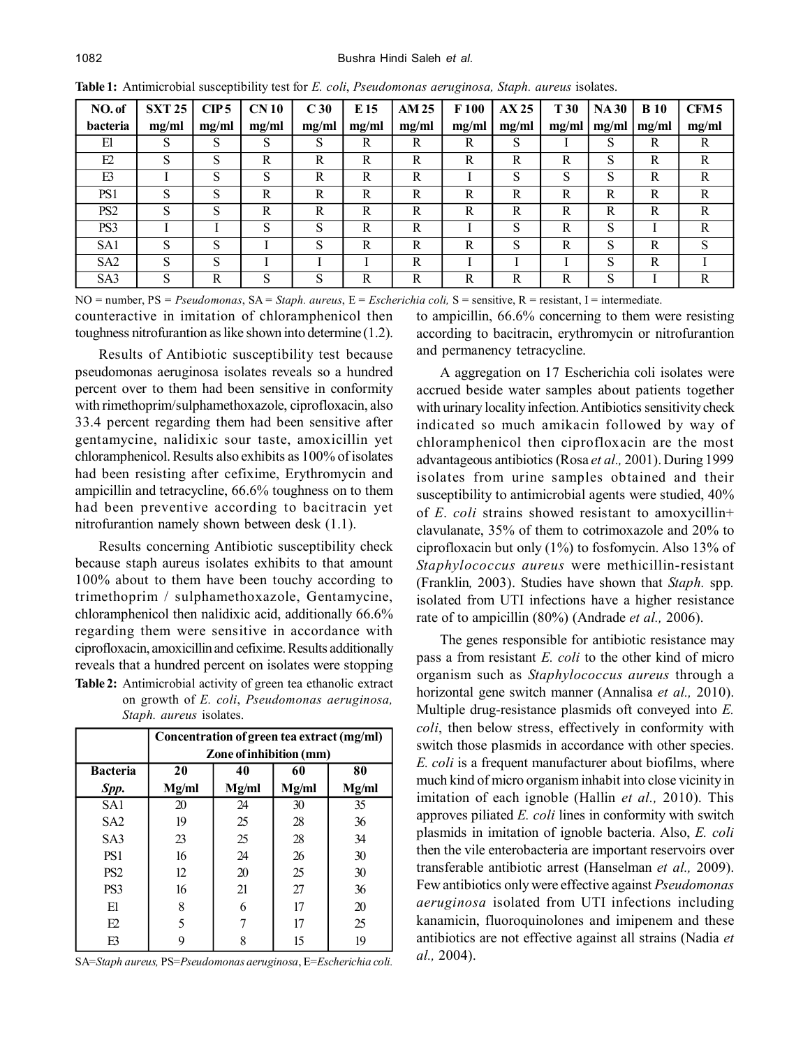**Table 1:** Antimicrobial susceptibility test for *E. coli*, *Pseudomonas aeruginosa, Staph. aureus* isolates.

| NO. of bacteria | SXT 25 mg/ml | CIP 5 mg/ml | CN 10 mg/ml | C 30 mg/ml | E 15 mg/ml | AM 25 mg/ml | F 100 mg/ml | AX 25 mg/ml | T 30 mg/ml | NA 30 mg/ml | B 10 mg/ml | CFM 5 mg/ml |
|---|---|---|---|---|---|---|---|---|---|---|---|---|
| El | S | S | S | S | R | R | R | S | I | S | R | R |
| E2 | S | S | R | R | R | R | R | R | R | S | R | R |
| E3 | I | S | S | R | R | R | I | S | S | S | R | R |
| PS1 | S | S | R | R | R | R | R | R | R | R | R | R |
| PS2 | S | S | R | R | R | R | R | R | R | R | R | R |
| PS3 | I | I | S | S | R | R | I | S | R | S | I | R |
| SA1 | S | S | I | S | R | R | R | S | R | S | R | S |
| SA2 | S | S | I | I | I | R | I | I | I | S | R | I |
| SA3 | S | R | S | S | R | R | R | R | R | S | I | R |

NO = number, PS = *Pseudomonas*, SA = *Staph. aureus*, E = *Escherichia coli,* S = sensitive, R = resistant, I = intermediate.

counteractive in imitation of chloramphenicol then toughness nitrofurantion as like shown into determine (1.2).

Results of Antibiotic susceptibility test because pseudomonas aeruginosa isolates reveals so a hundred percent over to them had been sensitive in conformity with rimethoprim/sulphamethoxazole, ciprofloxacin, also 33.4 percent regarding them had been sensitive after gentamycine, nalidixic sour taste, amoxicillin yet chloramphenicol. Results also exhibits as 100% of isolates had been resisting after cefixime, Erythromycin and ampicillin and tetracycline, 66.6% toughness on to them had been preventive according to bacitracin yet nitrofurantion namely shown between desk (1.1).

Results concerning Antibiotic susceptibility check because staph aureus isolates exhibits to that amount 100% about to them have been touchy according to trimethoprim / sulphamethoxazole, Gentamycine, chloramphenicol then nalidixic acid, additionally 66.6% regarding them were sensitive in accordance with ciprofloxacin, amoxicillin and cefixime. Results additionally reveals that a hundred percent on isolates were stopping to ampicillin, 66.6% concerning to them were resisting according to bacitracin, erythromycin or nitrofurantion and permanency tetracycline.

**Table 2:** Antimicrobial activity of green tea ethanolic extract on growth of *E. coli*, *Pseudomonas aeruginosa, Staph. aureus* isolates.

| | Concentration of green tea extract (mg/ml) Zone of inhibition (mm) | | | |
|---|---|---|---|---|
| **Bacteria *Spp.*** | **20 Mg/ml** | **40 Mg/ml** | **60 Mg/ml** | **80 Mg/ml** |
| SA1 | 20 | 24 | 30 | 35 |
| SA2 | 19 | 25 | 28 | 36 |
| SA3 | 23 | 25 | 28 | 34 |
| PS1 | 16 | 24 | 26 | 30 |
| PS2 | 12 | 20 | 25 | 30 |
| PS3 | 16 | 21 | 27 | 36 |
| El | 8 | 6 | 17 | 20 |
| E2 | 5 | 7 | 17 | 25 |
| E3 | 9 | 8 | 15 | 19 |

SA=*Staph aureus,* PS=*Pseudomonas aeruginosa*, E=*Escherichia coli.*

A aggregation on 17 Escherichia coli isolates were accrued beside water samples about patients together with urinary locality infection. Antibiotics sensitivity check indicated so much amikacin followed by way of chloramphenicol then ciprofloxacin are the most advantageous antibiotics (Rosa *et al.,* 2001). During 1999 isolates from urine samples obtained and their susceptibility to antimicrobial agents were studied, 40% of *E. coli* strains showed resistant to amoxycillin+ clavulanate, 35% of them to cotrimoxazole and 20% to ciprofloxacin but only (1%) to fosfomycin. Also 13% of *Staphylococcus aureus* were methicillin-resistant (Franklin*,* 2003). Studies have shown that *Staph.* spp. isolated from UTI infections have a higher resistance rate of to ampicillin (80%) (Andrade *et al.,* 2006).

The genes responsible for antibiotic resistance may pass a from resistant *E. coli* to the other kind of micro organism such as *Staphylococcus aureus* through a horizontal gene switch manner (Annalisa *et al.,* 2010). Multiple drug-resistance plasmids oft conveyed into *E. coli*, then below stress, effectively in conformity with switch those plasmids in accordance with other species. *E. coli* is a frequent manufacturer about biofilms, where much kind of micro organism inhabit into close vicinity in imitation of each ignoble (Hallin *et al.,* 2010). This approves piliated *E. coli* lines in conformity with switch plasmids in imitation of ignoble bacteria. Also, *E. coli* then the vile enterobacteria are important reservoirs over transferable antibiotic arrest (Hanselman *et al.,* 2009). Few antibiotics only were effective against *Pseudomonas aeruginosa* isolated from UTI infections including kanamicin, fluoroquinolones and imipenem and these antibiotics are not effective against all strains (Nadia *et al.,* 2004).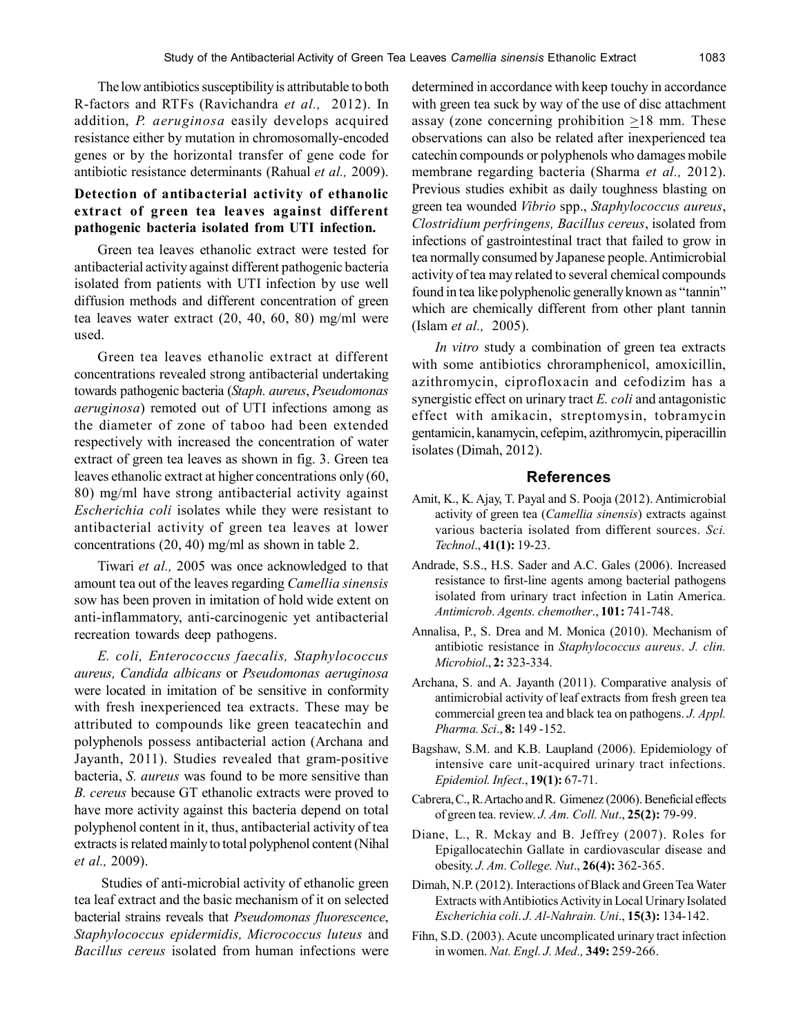The low antibiotics susceptibility is attributable to both R-factors and RTFs (Ravichandra *et al.,* 2012). In addition, *P. aeruginosa* easily develops acquired resistance either by mutation in chromosomally-encoded genes or by the horizontal transfer of gene code for antibiotic resistance determinants (Rahual *et al.,* 2009).

### Detection of antibacterial activity of ethanolic extract of green tea leaves against different pathogenic bacteria isolated from UTI infection.

Green tea leaves ethanolic extract were tested for antibacterial activity against different pathogenic bacteria isolated from patients with UTI infection by use well diffusion methods and different concentration of green tea leaves water extract (20, 40, 60, 80) mg/ml were used.

Green tea leaves ethanolic extract at different concentrations revealed strong antibacterial undertaking towards pathogenic bacteria (*Staph. aureus*, *Pseudomonas aeruginosa*) remoted out of UTI infections among as the diameter of zone of taboo had been extended respectively with increased the concentration of water extract of green tea leaves as shown in fig. 3. Green tea leaves ethanolic extract at higher concentrations only (60, 80) mg/ml have strong antibacterial activity against *Escherichia coli* isolates while they were resistant to antibacterial activity of green tea leaves at lower concentrations (20, 40) mg/ml as shown in table 2.

Tiwari *et al.,* 2005 was once acknowledged to that amount tea out of the leaves regarding *Camellia sinensis* sow has been proven in imitation of hold wide extent on anti-inflammatory, anti-carcinogenic yet antibacterial recreation towards deep pathogens.

*E. coli, Enterococcus faecalis, Staphylococcus aureus, Candida albicans* or *Pseudomonas aeruginosa* were located in imitation of be sensitive in conformity with fresh inexperienced tea extracts. These may be attributed to compounds like green teacatechin and polyphenols possess antibacterial action (Archana and Jayanth, 2011). Studies revealed that gram-positive bacteria, *S. aureus* was found to be more sensitive than *B. cereus* because GT ethanolic extracts were proved to have more activity against this bacteria depend on total polyphenol content in it, thus, antibacterial activity of tea extracts is related mainly to total polyphenol content (Nihal *et al.,* 2009).

Studies of anti-microbial activity of ethanolic green tea leaf extract and the basic mechanism of it on selected bacterial strains reveals that *Pseudomonas fluorescence*, *Staphylococcus epidermidis, Micrococcus luteus* and *Bacillus cereus* isolated from human infections were determined in accordance with keep touchy in accordance with green tea suck by way of the use of disc attachment assay (zone concerning prohibition $\geq$18 mm. These observations can also be related after inexperienced tea catechin compounds or polyphenols who damages mobile membrane regarding bacteria (Sharma *et al.,* 2012). Previous studies exhibit as daily toughness blasting on green tea wounded *Vibrio* spp., *Staphylococcus aureus*, *Clostridium perfringens, Bacillus cereus*, isolated from infections of gastrointestinal tract that failed to grow in tea normally consumed by Japanese people. Antimicrobial activity of tea may related to several chemical compounds found in tea like polyphenolic generally known as "tannin" which are chemically different from other plant tannin (Islam *et al.,* 2005).

*In vitro* study a combination of green tea extracts with some antibiotics chroramphenicol, amoxicillin, azithromycin, ciprofloxacin and cefodizim has a synergistic effect on urinary tract *E. coli* and antagonistic effect with amikacin, streptomysin, tobramycin gentamicin, kanamycin, cefepim, azithromycin, piperacillin isolates (Dimah, 2012).

## References

Amit, K., K. Ajay, T. Payal and S. Pooja (2012). Antimicrobial activity of green tea (*Camellia sinensis*) extracts against various bacteria isolated from different sources. *Sci. Technol*., **41(1):** 19-23.

Andrade, S.S., H.S. Sader and A.C. Gales (2006). Increased resistance to first-line agents among bacterial pathogens isolated from urinary tract infection in Latin America. *Antimicrob. Agents. chemother*., **101:** 741-748.

Annalisa, P., S. Drea and M. Monica (2010). Mechanism of antibiotic resistance in *Staphylococcus aureus*. *J. clin. Microbiol*., **2:** 323-334.

Archana, S. and A. Jayanth (2011). Comparative analysis of antimicrobial activity of leaf extracts from fresh green tea commercial green tea and black tea on pathogens. *J. Appl. Pharma. Sci*., **8:** 149 -152.

Bagshaw, S.M. and K.B. Laupland (2006). Epidemiology of intensive care unit-acquired urinary tract infections. *Epidemiol. Infect*., **19(1):** 67-71.

Cabrera, C., R. Artacho and R. Gimenez (2006). Beneficial effects of green tea. review. *J. Am. Coll. Nut*., **25(2):** 79-99.

Diane, L., R. Mckay and B. Jeffrey (2007). Roles for Epigallocatechin Gallate in cardiovascular disease and obesity. *J. Am. College. Nut*., **26(4):** 362-365.

Dimah, N.P. (2012). Interactions of Black and Green Tea Water Extracts with Antibiotics Activity in Local Urinary Isolated *Escherichia coli*. *J. Al-Nahrain. Uni*., **15(3):** 134-142.

Fihn, S.D. (2003). Acute uncomplicated urinary tract infection in women. *Nat. Engl. J. Med.,* **349:** 259-266.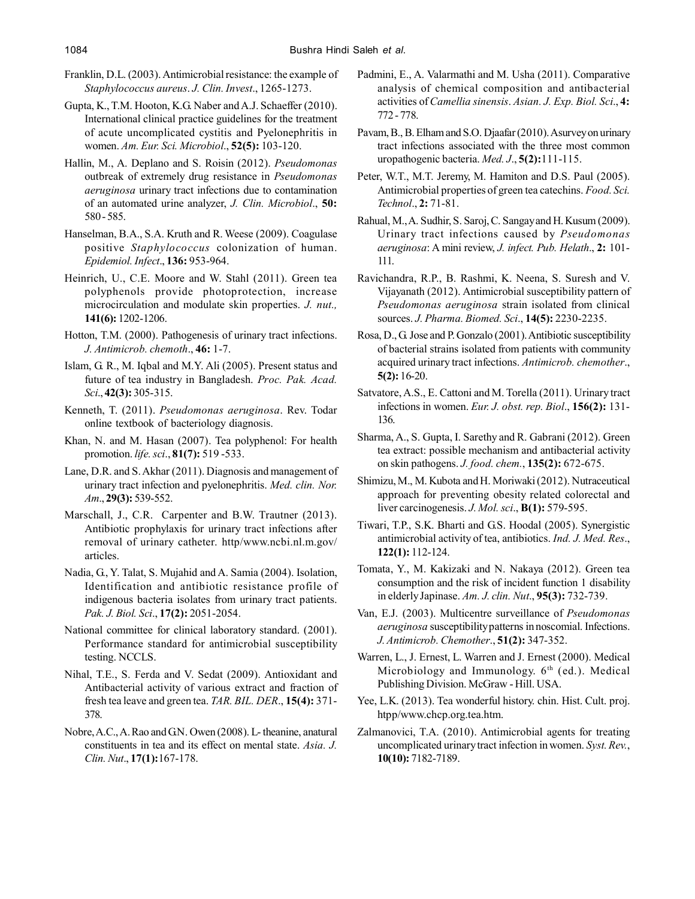Franklin, D.L. (2003). Antimicrobial resistance: the example of *Staphylococcus aureus*. *J. Clin. Invest*., 1265-1273.

Gupta, K., T.M. Hooton, K.G. Naber and A.J. Schaeffer (2010). International clinical practice guidelines for the treatment of acute uncomplicated cystitis and Pyelonephritis in women. *Am. Eur. Sci. Microbiol*., **52(5):** 103-120.

Hallin, M., A. Deplano and S. Roisin (2012). *Pseudomonas* outbreak of extremely drug resistance in *Pseudomonas aeruginosa* urinary tract infections due to contamination of an automated urine analyzer, *J. Clin. Microbiol*., **50:** 580 - 585.

Hanselman, B.A., S.A. Kruth and R. Weese (2009). Coagulase positive *Staphylococcus* colonization of human. *Epidemiol. Infect*., **136:** 953-964.

Heinrich, U., C.E. Moore and W. Stahl (2011). Green tea polyphenols provide photoprotection, increase microcirculation and modulate skin properties. *J. nut.,* **141(6):** 1202-1206.

Hotton, T.M. (2000). Pathogenesis of urinary tract infections. *J. Antimicrob. chemoth*., **46:** 1-7.

Islam, G. R., M. Iqbal and M.Y. Ali (2005). Present status and future of tea industry in Bangladesh. *Proc. Pak. Acad. Sci*., **42(3):** 305-315.

Kenneth, T. (2011). *Pseudomonas aeruginosa*. Rev. Todar online textbook of bacteriology diagnosis.

Khan, N. and M. Hasan (2007). Tea polyphenol: For health promotion. *life. sci*., **81(7):** 519 -533.

Lane, D.R. and S. Akhar (2011). Diagnosis and management of urinary tract infection and pyelonephritis. *Med. clin. Nor. Am*., **29(3):** 539-552.

Marschall, J., C.R. Carpenter and B.W. Trautner (2013). Antibiotic prophylaxis for urinary tract infections after removal of urinary catheter. http/www.ncbi.nl.m.gov/ articles.

Nadia, G., Y. Talat, S. Mujahid and A. Samia (2004). Isolation, Identification and antibiotic resistance profile of indigenous bacteria isolates from urinary tract patients. *Pak. J. Biol. Sci*., **17(2):** 2051-2054.

National committee for clinical laboratory standard. (2001). Performance standard for antimicrobial susceptibility testing. NCCLS.

Nihal, T.E., S. Ferda and V. Sedat (2009). Antioxidant and Antibacterial activity of various extract and fraction of fresh tea leave and green tea. *TAR. BIL. DER*., **15(4):** 371-378.

Nobre, A.C., A. Rao and G.N. Owen (2008). L- theanine, anatural constituents in tea and its effect on mental state. *Asia. J. Clin. Nut*., **17(1):**167-178.

Padmini, E., A. Valarmathi and M. Usha (2011). Comparative analysis of chemical composition and antibacterial activities of *Camellia sinensis*. *Asian. J. Exp. Biol. Sci*., **4:** 772 - 778.

Pavam, B., B. Elham and S.O. Djaafar (2010). Asurvey on urinary tract infections associated with the three most common uropathogenic bacteria. *Med. J*., **5(2):**111-115.

Peter, W.T., M.T. Jeremy, M. Hamiton and D.S. Paul (2005). Antimicrobial properties of green tea catechins. *Food. Sci. Technol*., **2:** 71-81.

Rahual, M., A. Sudhir, S. Saroj, C. Sangay and H. Kusum (2009). Urinary tract infections caused by *Pseudomonas aeruginosa*: A mini review, *J. infect. Pub. Helath*., **2:** 101-111.

Ravichandra, R.P., B. Rashmi, K. Neena, S. Suresh and V. Vijayanath (2012). Antimicrobial susceptibility pattern of *Pseudomonas aeruginosa* strain isolated from clinical sources. *J. Pharma. Biomed. Sci*., **14(5):** 2230-2235.

Rosa, D., G. Jose and P. Gonzalo (2001). Antibiotic susceptibility of bacterial strains isolated from patients with community acquired urinary tract infections. *Antimicrob. chemother*., **5(2):** 16-20.

Satvatore, A.S., E. Cattoni and M. Torella (2011). Urinary tract infections in women. *Eur. J. obst. rep. Biol*., **156(2):** 131-136.

Sharma, A., S. Gupta, I. Sarethy and R. Gabrani (2012). Green tea extract: possible mechanism and antibacterial activity on skin pathogens. *J. food. chem*., **135(2):** 672-675.

Shimizu, M., M. Kubota and H. Moriwaki (2012). Nutraceutical approach for preventing obesity related colorectal and liver carcinogenesis. *J. Mol. sci*., **B(1):** 579-595.

Tiwari, T.P., S.K. Bharti and G.S. Hoodal (2005). Synergistic antimicrobial activity of tea, antibiotics. *Ind. J. Med. Res*., **122(1):** 112-124.

Tomata, Y., M. Kakizaki and N. Nakaya (2012). Green tea consumption and the risk of incident function 1 disability in elderly Japinase. *Am. J. clin. Nut*., **95(3):** 732-739.

Van, E.J. (2003). Multicentre surveillance of *Pseudomonas aeruginosa* susceptibility patterns in noscomial. Infections. *J. Antimicrob. Chemother*., **51(2):** 347-352.

Warren, L., J. Ernest, L. Warren and J. Ernest (2000). Medical Microbiology and Immunology. 6th (ed.). Medical Publishing Division. McGraw - Hill. USA.

Yee, L.K. (2013). Tea wonderful history. chin. Hist. Cult. proj. htpp/www.chcp.org.tea.htm.

Zalmanovici, T.A. (2010). Antimicrobial agents for treating uncomplicated urinary tract infection in women. *Syst. Rev.*, **10(10):** 7182-7189.